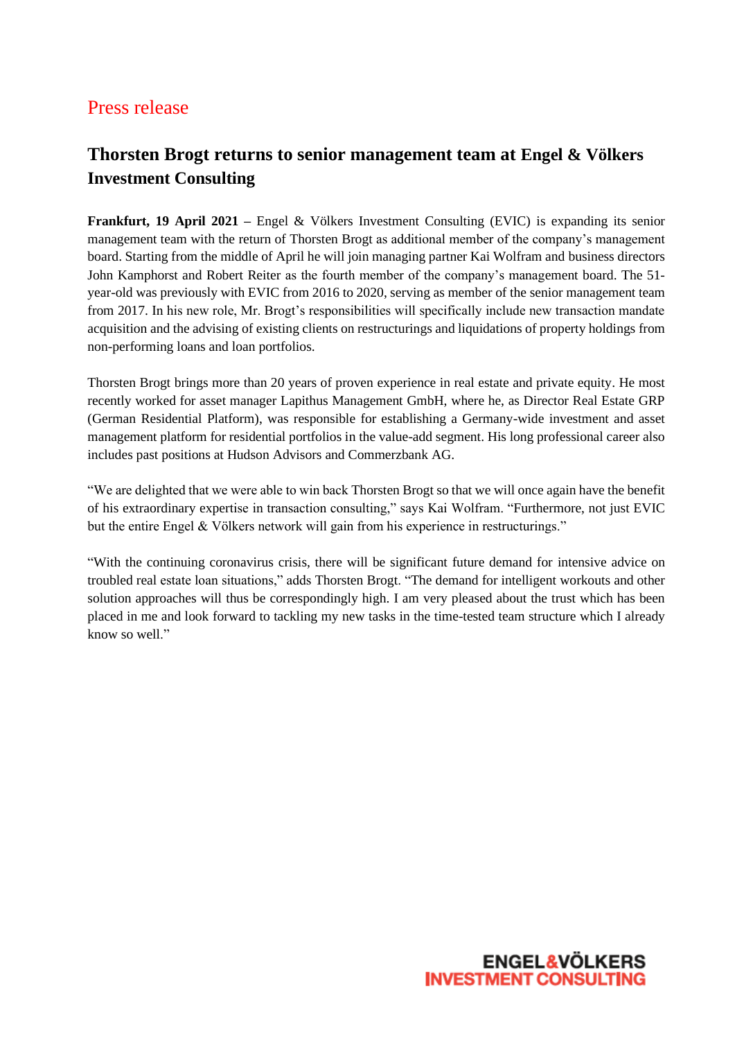Press release

# Thorsten Brogt returns to senior management team at Engel & Völkers Investment Consulting

**Frankfurt, 19 April 2021 –** Engel & Völkers Investment Consulting (EVIC) is expanding its senior management team with the return of Thorsten Brogt as additional member of the company's management board. Starting from the middle of April he will join managing partner Kai Wolfram and business directors John Kamphorst and Robert Reiter as the fourth member of the company's management board. The 51-year-old was previously with EVIC from 2016 to 2020, serving as member of the senior management team from 2017. In his new role, Mr. Brogt's responsibilities will specifically include new transaction mandate acquisition and the advising of existing clients on restructurings and liquidations of property holdings from non-performing loans and loan portfolios.

Thorsten Brogt brings more than 20 years of proven experience in real estate and private equity. He most recently worked for asset manager Lapithus Management GmbH, where he, as Director Real Estate GRP (German Residential Platform), was responsible for establishing a Germany-wide investment and asset management platform for residential portfolios in the value-add segment. His long professional career also includes past positions at Hudson Advisors and Commerzbank AG.

"We are delighted that we were able to win back Thorsten Brogt so that we will once again have the benefit of his extraordinary expertise in transaction consulting," says Kai Wolfram. "Furthermore, not just EVIC but the entire Engel & Völkers network will gain from his experience in restructurings."

"With the continuing coronavirus crisis, there will be significant future demand for intensive advice on troubled real estate loan situations," adds Thorsten Brogt. "The demand for intelligent workouts and other solution approaches will thus be correspondingly high. I am very pleased about the trust which has been placed in me and look forward to tackling my new tasks in the time-tested team structure which I already know so well."

ENGEL&VÖLKERS INVESTMENT CONSULTING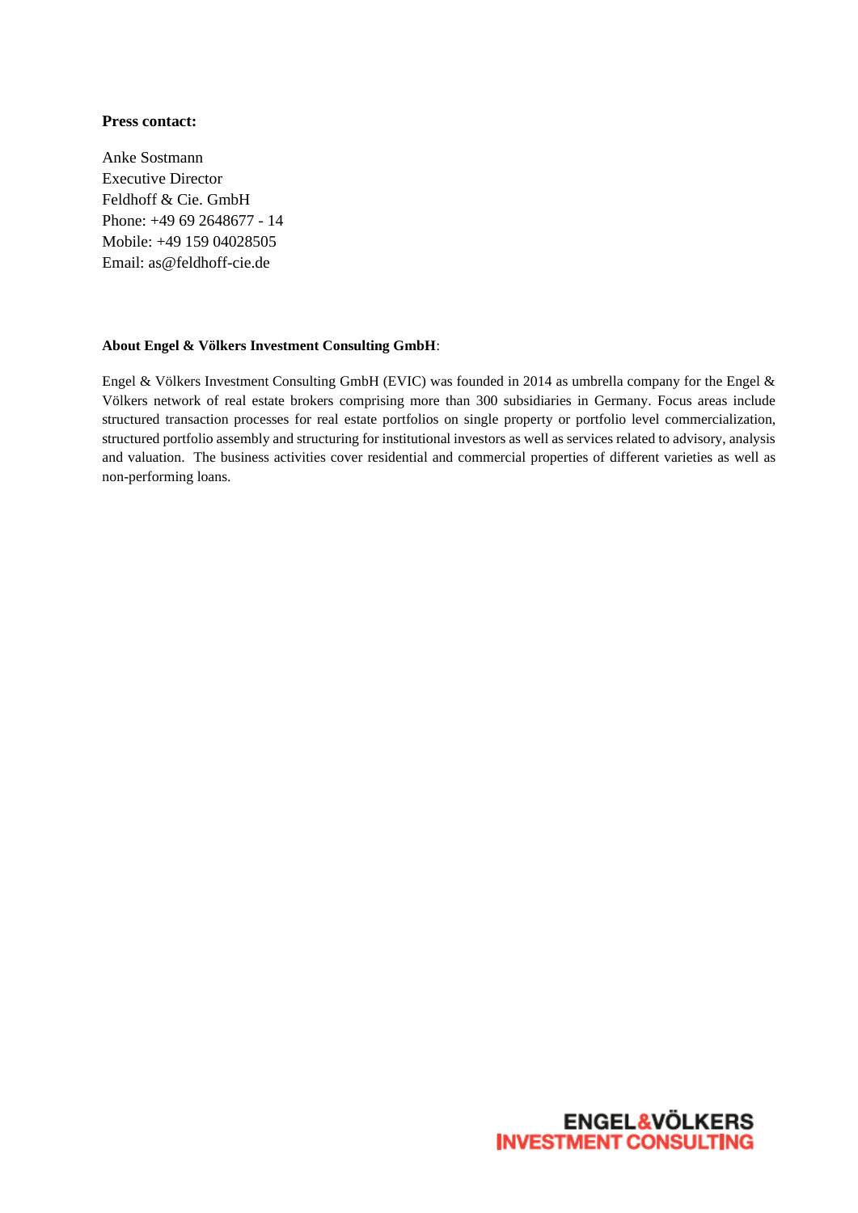**Press contact:**

Anke Sostmann
Executive Director
Feldhoff & Cie. GmbH
Phone: +49 69 2648677 - 14
Mobile: +49 159 04028505
Email: as@feldhoff-cie.de

**About Engel & Völkers Investment Consulting GmbH**:

Engel & Völkers Investment Consulting GmbH (EVIC) was founded in 2014 as umbrella company for the Engel & Völkers network of real estate brokers comprising more than 300 subsidiaries in Germany. Focus areas include structured transaction processes for real estate portfolios on single property or portfolio level commercialization, structured portfolio assembly and structuring for institutional investors as well as services related to advisory, analysis and valuation. The business activities cover residential and commercial properties of different varieties as well as non-performing loans.

ENGEL&VÖLKERS
INVESTMENT CONSULTING